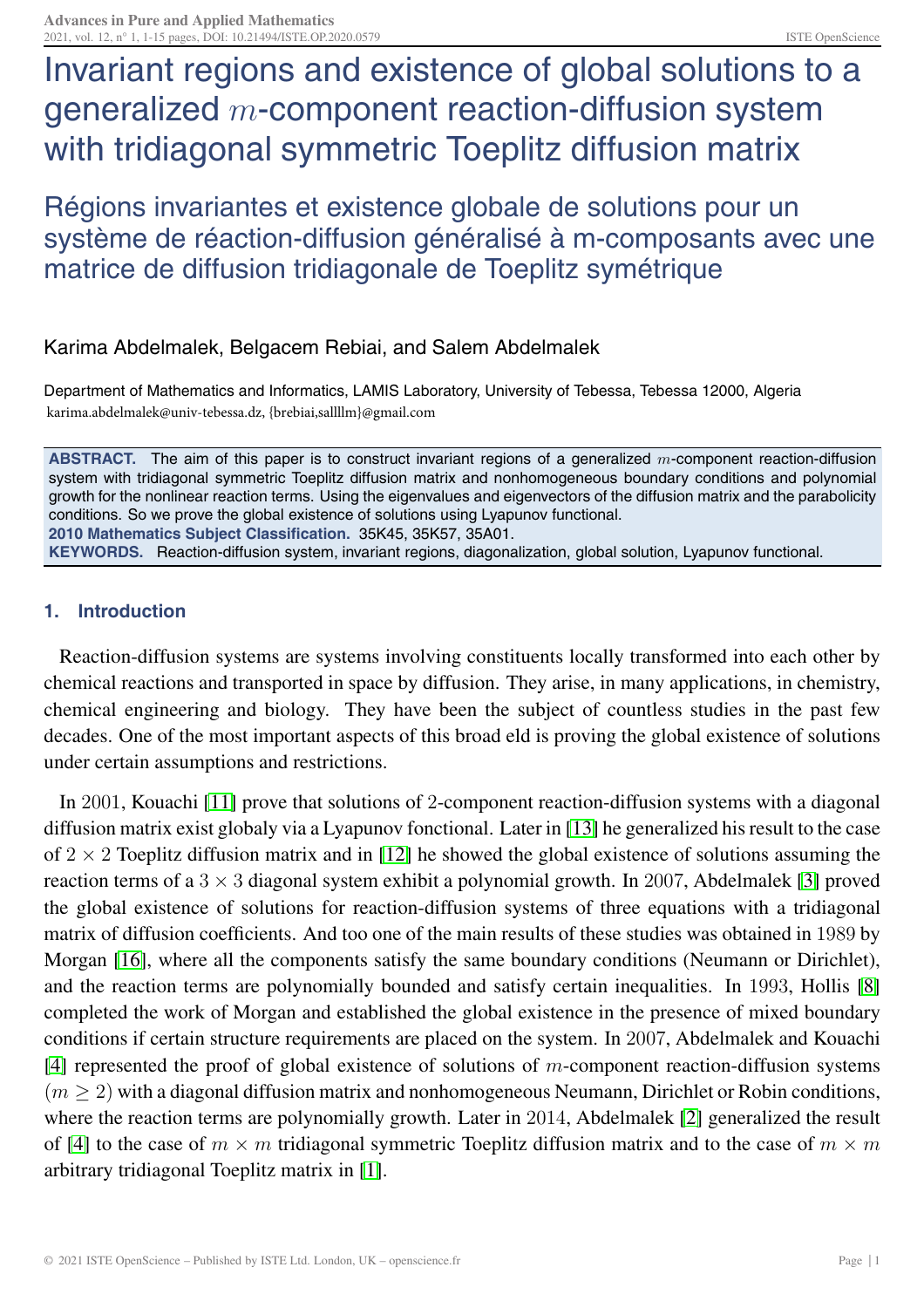# Invariant regions and existence of global solutions to a generalized $m$-component reaction-diffusion system with tridiagonal symmetric Toeplitz diffusion matrix

## Régions invariantes et existence globale de solutions pour un système de réaction-diffusion généralisé à m-composants avec une matrice de diffusion tridiagonale de Toeplitz symétrique

Karima Abdelmalek, Belgacem Rebiai, and Salem Abdelmalek

Department of Mathematics and Informatics, LAMIS Laboratory, University of Tebessa, Tebessa 12000, Algeria
karima.abdelmalek@univ-tebessa.dz, {brebiai,sallllm}@gmail.com

**ABSTRACT.** The aim of this paper is to construct invariant regions of a generalized $m$-component reaction-diffusion system with tridiagonal symmetric Toeplitz diffusion matrix and nonhomogeneous boundary conditions and polynomial growth for the nonlinear reaction terms. Using the eigenvalues and eigenvectors of the diffusion matrix and the parabolicity conditions. So we prove the global existence of solutions using Lyapunov functional.

**2010 Mathematics Subject Classification.** 35K45, 35K57, 35A01.

**KEYWORDS.** Reaction-diffusion system, invariant regions, diagonalization, global solution, Lyapunov functional.

### 1. Introduction

Reaction-diffusion systems are systems involving constituents locally transformed into each other by chemical reactions and transported in space by diffusion. They arise, in many applications, in chemistry, chemical engineering and biology. They have been the subject of countless studies in the past few decades. One of the most important aspects of this broad eld is proving the global existence of solutions under certain assumptions and restrictions.

In $2001$, Kouachi [11] prove that solutions of $2$-component reaction-diffusion systems with a diagonal diffusion matrix exist globaly via a Lyapunov fonctional. Later in [13] he generalized his result to the case of $2 \times 2$ Toeplitz diffusion matrix and in [12] he showed the global existence of solutions assuming the reaction terms of a $3 \times 3$ diagonal system exhibit a polynomial growth. In $2007$, Abdelmalek [3] proved the global existence of solutions for reaction-diffusion systems of three equations with a tridiagonal matrix of diffusion coefficients. And too one of the main results of these studies was obtained in $1989$ by Morgan [16], where all the components satisfy the same boundary conditions (Neumann or Dirichlet), and the reaction terms are polynomially bounded and satisfy certain inequalities. In $1993$, Hollis [8] completed the work of Morgan and established the global existence in the presence of mixed boundary conditions if certain structure requirements are placed on the system. In $2007$, Abdelmalek and Kouachi [4] represented the proof of global existence of solutions of $m$-component reaction-diffusion systems $(m \geq 2)$ with a diagonal diffusion matrix and nonhomogeneous Neumann, Dirichlet or Robin conditions, where the reaction terms are polynomially growth. Later in $2014$, Abdelmalek [2] generalized the result of [4] to the case of $m \times m$ tridiagonal symmetric Toeplitz diffusion matrix and to the case of $m \times m$ arbitrary tridiagonal Toeplitz matrix in [1].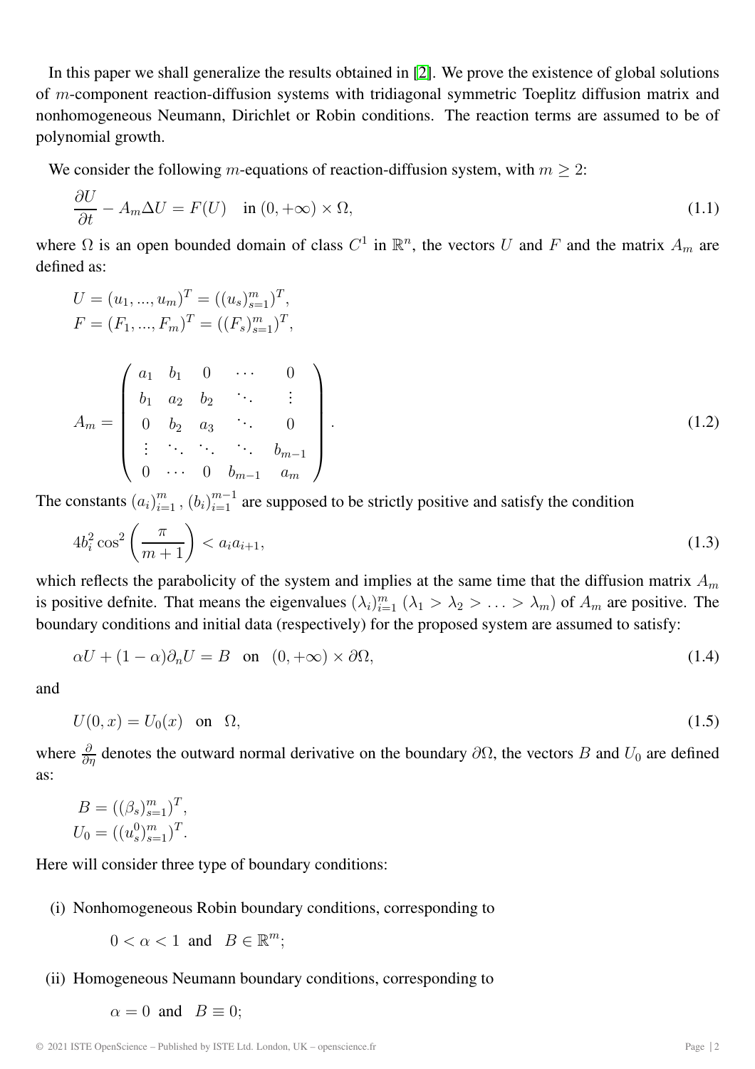In this paper we shall generalize the results obtained in [2]. We prove the existence of global solutions of $m$-component reaction-diffusion systems with tridiagonal symmetric Toeplitz diffusion matrix and nonhomogeneous Neumann, Dirichlet or Robin conditions. The reaction terms are assumed to be of polynomial growth.

We consider the following $m$-equations of reaction-diffusion system, with $m \geq 2$:

$$\frac{\partial U}{\partial t} - A_m \Delta U = F(U) \quad \text{in } (0, +\infty) \times \Omega, \tag{1.1}$$

where $\Omega$ is an open bounded domain of class $C^1$ in $\mathbb{R}^n$, the vectors $U$ and $F$ and the matrix $A_m$ are defined as:

$$U = (u_1, ..., u_m)^T = ((u_s)_{s=1}^m)^T,$$
$$F = (F_1, ..., F_m)^T = ((F_s)_{s=1}^m)^T,$$

$$A_m = \begin{pmatrix} a_1 & b_1 & 0 & \cdots & 0 \\ b_1 & a_2 & b_2 & \ddots & \vdots \\ 0 & b_2 & a_3 & \ddots & 0 \\ \vdots & \ddots & \ddots & \ddots & b_{m-1} \\ 0 & \cdots & 0 & b_{m-1} & a_m \end{pmatrix}. \tag{1.2}$$

The constants $(a_i)_{i=1}^m$, $(b_i)_{i=1}^{m-1}$ are supposed to be strictly positive and satisfy the condition

$$4b_i^2 \cos^2\left(\frac{\pi}{m+1}\right) < a_i a_{i+1}, \tag{1.3}$$

which reflects the parabolicity of the system and implies at the same time that the diffusion matrix $A_m$ is positive defnite. That means the eigenvalues $(\lambda_i)_{i=1}^m$ ($\lambda_1 > \lambda_2 > \ldots > \lambda_m$) of $A_m$ are positive. The boundary conditions and initial data (respectively) for the proposed system are assumed to satisfy:

$$\alpha U + (1 - \alpha)\partial_n U = B \quad \text{on} \quad (0, +\infty) \times \partial\Omega, \tag{1.4}$$

and

$$U(0, x) = U_0(x) \quad \text{on} \quad \Omega, \tag{1.5}$$

where $\frac{\partial}{\partial \eta}$ denotes the outward normal derivative on the boundary $\partial\Omega$, the vectors $B$ and $U_0$ are defined as:

$$B = ((\beta_s)_{s=1}^m)^T,$$
$$U_0 = ((u_s^0)_{s=1}^m)^T.$$

Here will consider three type of boundary conditions:

(i) Nonhomogeneous Robin boundary conditions, corresponding to

$$0 < \alpha < 1 \text{ and } B \in \mathbb{R}^m;$$

(ii) Homogeneous Neumann boundary conditions, corresponding to

$$\alpha = 0 \text{ and } B \equiv 0;$$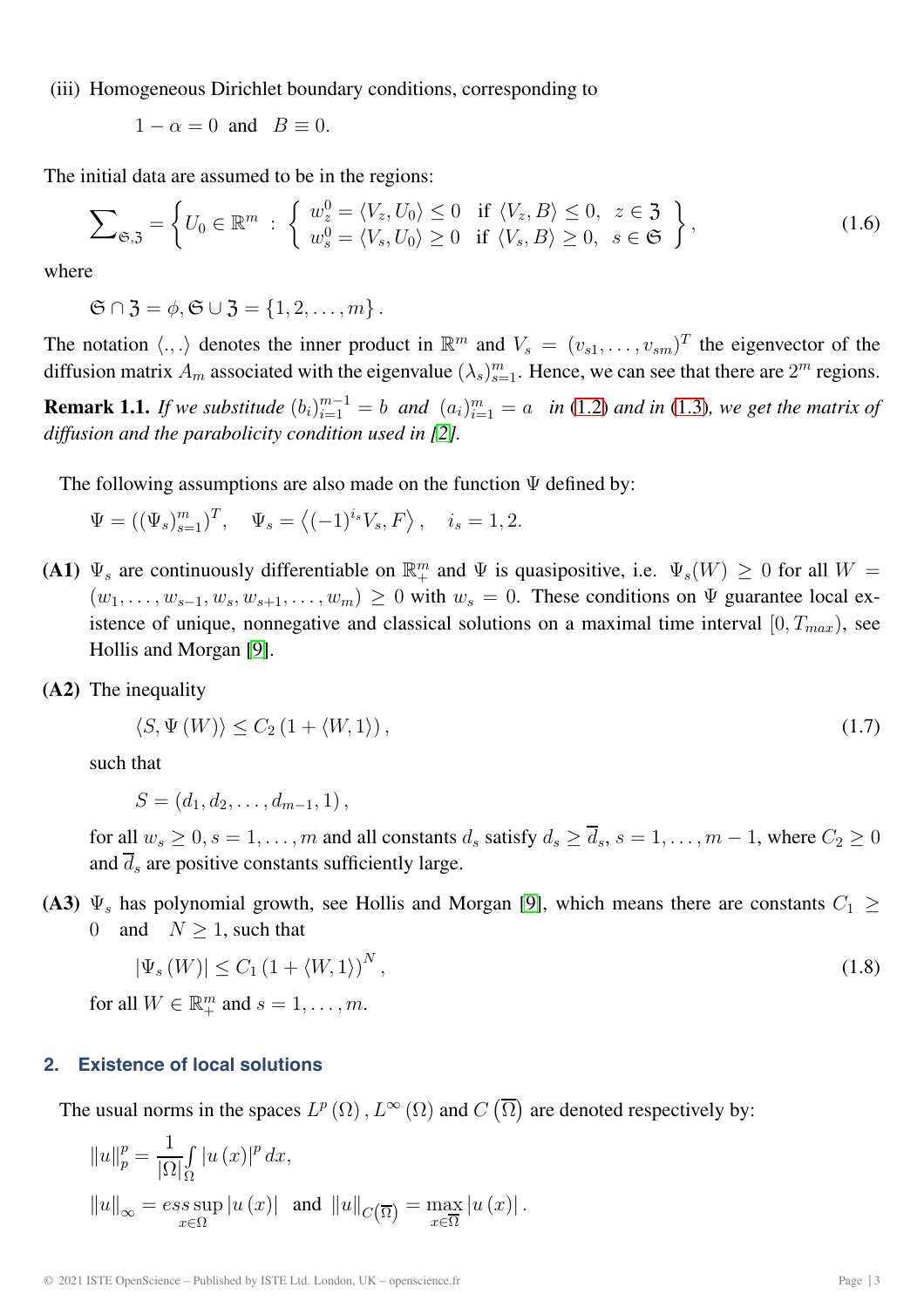(iii) Homogeneous Dirichlet boundary conditions, corresponding to

$$1-\alpha = 0 \text{ and } B \equiv 0.$$

The initial data are assumed to be in the regions:

$$\sum\nolimits_{\mathfrak{S},\mathfrak{Z}} = \left\{ U_0 \in \mathbb{R}^m : \left\{ \begin{array}{ll} w_z^0 = \langle V_z, U_0 \rangle \leq 0 & \text{if } \langle V_z, B \rangle \leq 0, \;\; z \in \mathfrak{Z} \\ w_s^0 = \langle V_s, U_0 \rangle \geq 0 & \text{if } \langle V_s, B \rangle \geq 0, \;\; s \in \mathfrak{S} \end{array} \right\} \right\}, \tag{1.6}$$

where

$$\mathfrak{S} \cap \mathfrak{Z} = \phi, \mathfrak{S} \cup \mathfrak{Z} = \{1, 2, \ldots, m\}.$$

The notation $\langle ., . \rangle$ denotes the inner product in $\mathbb{R}^m$ and $V_s = (v_{s1}, \ldots, v_{sm})^T$ the eigenvector of the diffusion matrix $A_m$ associated with the eigenvalue $(\lambda_s)_{s=1}^m$. Hence, we can see that there are $2^m$ regions.

**Remark 1.1.** *If we substitude $(b_i)_{i=1}^{m-1} = b$ and $(a_i)_{i=1}^{m} = a$ in (1.2) and in (1.3), we get the matrix of diffusion and the parabolicity condition used in [2].*

The following assumptions are also made on the function $\Psi$ defined by:

$$\Psi = ((\Psi_s)_{s=1}^m)^T, \quad \Psi_s = \left\langle (-1)^{i_s} V_s, F \right\rangle, \quad i_s = 1, 2.$$

**(A1)** $\Psi_s$ are continuously differentiable on $\mathbb{R}_+^m$ and $\Psi$ is quasipositive, i.e. $\Psi_s(W) \geq 0$ for all $W = (w_1, \ldots, w_{s-1}, w_s, w_{s+1}, \ldots, w_m) \geq 0$ with $w_s = 0$. These conditions on $\Psi$ guarantee local existence of unique, nonnegative and classical solutions on a maximal time interval $[0, T_{max})$, see Hollis and Morgan [9].

**(A2)** The inequality

$$\langle S, \Psi(W) \rangle \leq C_2 (1 + \langle W, 1 \rangle), \tag{1.7}$$

such that

$$S = (d_1, d_2, \ldots, d_{m-1}, 1),$$

for all $w_s \geq 0, s = 1, \ldots, m$ and all constants $d_s$ satisfy $d_s \geq \overline{d}_s$, $s = 1, \ldots, m-1$, where $C_2 \geq 0$ and $\overline{d}_s$ are positive constants sufficiently large.

**(A3)** $\Psi_s$ has polynomial growth, see Hollis and Morgan [9], which means there are constants $C_1 \geq 0$ and $N \geq 1$, such that

$$|\Psi_s(W)| \leq C_1 (1 + \langle W, 1 \rangle)^N, \tag{1.8}$$

for all $W \in \mathbb{R}_+^m$ and $s = 1, \ldots, m$.

## 2. Existence of local solutions

The usual norms in the spaces $L^p(\Omega)$, $L^\infty(\Omega)$ and $C(\overline{\Omega})$ are denoted respectively by:

$$\|u\|_p^p = \frac{1}{|\Omega|} \int_\Omega |u(x)|^p \, dx,$$

$$\|u\|_\infty = ess \sup_{x \in \Omega} |u(x)| \text{ and } \|u\|_{C(\overline{\Omega})} = \max_{x \in \overline{\Omega}} |u(x)|.$$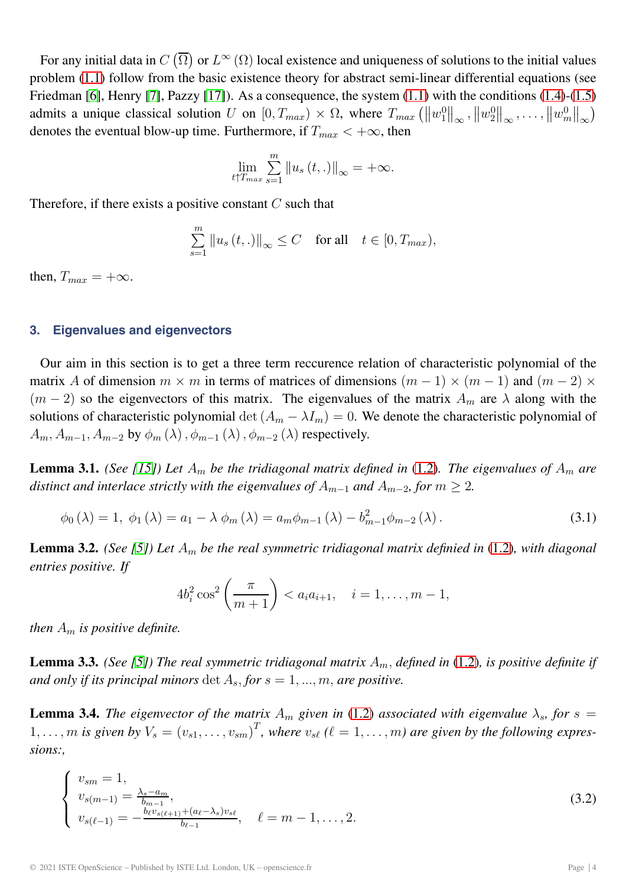For any initial data in $C\left(\overline{\Omega}\right)$ or $L^{\infty}\left(\Omega\right)$ local existence and uniqueness of solutions to the initial values problem (1.1) follow from the basic existence theory for abstract semi-linear differential equations (see Friedman [6], Henry [7], Pazzy [17]). As a consequence, the system (1.1) with the conditions (1.4)-(1.5) admits a unique classical solution $U$ on $[0, T_{max}) \times \Omega$, where $T_{max}\left(\left\|w_1^0\right\|_{\infty}, \left\|w_2^0\right\|_{\infty}, \ldots, \left\|w_m^0\right\|_{\infty}\right)$ denotes the eventual blow-up time. Furthermore, if $T_{max} < +\infty$, then

$$\lim_{t \uparrow T_{max}} \sum_{s=1}^{m} \left\|u_s\left(t, .\right)\right\|_{\infty} = +\infty.$$

Therefore, if there exists a positive constant $C$ such that

$$\sum_{s=1}^{m} \left\|u_s\left(t, .\right)\right\|_{\infty} \leq C \quad \text{for all} \quad t \in [0, T_{max}),$$

then, $T_{max} = +\infty$.

## 3. Eigenvalues and eigenvectors

Our aim in this section is to get a three term reccurence relation of characteristic polynomial of the matrix $A$ of dimension $m \times m$ in terms of matrices of dimensions $(m-1) \times (m-1)$ and $(m-2) \times (m-2)$ so the eigenvectors of this matrix. The eigenvalues of the matrix $A_m$ are $\lambda$ along with the solutions of characteristic polynomial $\det\left(A_m - \lambda I_m\right) = 0$. We denote the characteristic polynomial of $A_m, A_{m-1}, A_{m-2}$ by $\phi_m\left(\lambda\right), \phi_{m-1}\left(\lambda\right), \phi_{m-2}\left(\lambda\right)$ respectively.

**Lemma 3.1.** *(See [15]) Let $A_m$ be the tridiagonal matrix defined in* (1.2)*. The eigenvalues of $A_m$ are distinct and interlace strictly with the eigenvalues of $A_{m-1}$ and $A_{m-2}$, for $m \geq 2$.*

$$\phi_0\left(\lambda\right) = 1,\ \phi_1\left(\lambda\right) = a_1 - \lambda\ \phi_m\left(\lambda\right) = a_m \phi_{m-1}\left(\lambda\right) - b_{m-1}^2 \phi_{m-2}\left(\lambda\right). \tag{3.1}$$

**Lemma 3.2.** *(See [5]) Let $A_m$ be the real symmetric tridiagonal matrix definied in* (1.2)*, with diagonal entries positive. If*

$$4 b_i^2 \cos^2\left(\frac{\pi}{m+1}\right) < a_i a_{i+1}, \quad i = 1, \ldots, m-1,$$

*then $A_m$ is positive definite.*

**Lemma 3.3.** *(See [5]) The real symmetric tridiagonal matrix $A_m$, defined in* (1.2)*, is positive definite if and only if its principal minors $\det A_s$, for $s = 1, ..., m$, are positive.*

**Lemma 3.4.** *The eigenvector of the matrix $A_m$ given in* (1.2) *associated with eigenvalue $\lambda_s$, for $s = 1, \ldots, m$ is given by $V_s = \left(v_{s1}, \ldots, v_{sm}\right)^T$, where $v_{s\ell}$ ($\ell = 1, \ldots, m$) are given by the following expressions:,*

$$\begin{cases} v_{sm} = 1, \\ v_{s(m-1)} = \frac{\lambda_s - a_m}{b_{m-1}}, \\ v_{s(\ell-1)} = -\frac{b_\ell v_{s(\ell+1)} + \left(a_\ell - \lambda_s\right) v_{s\ell}}{b_{\ell-1}}, \quad \ell = m-1, \ldots, 2. \end{cases} \tag{3.2}$$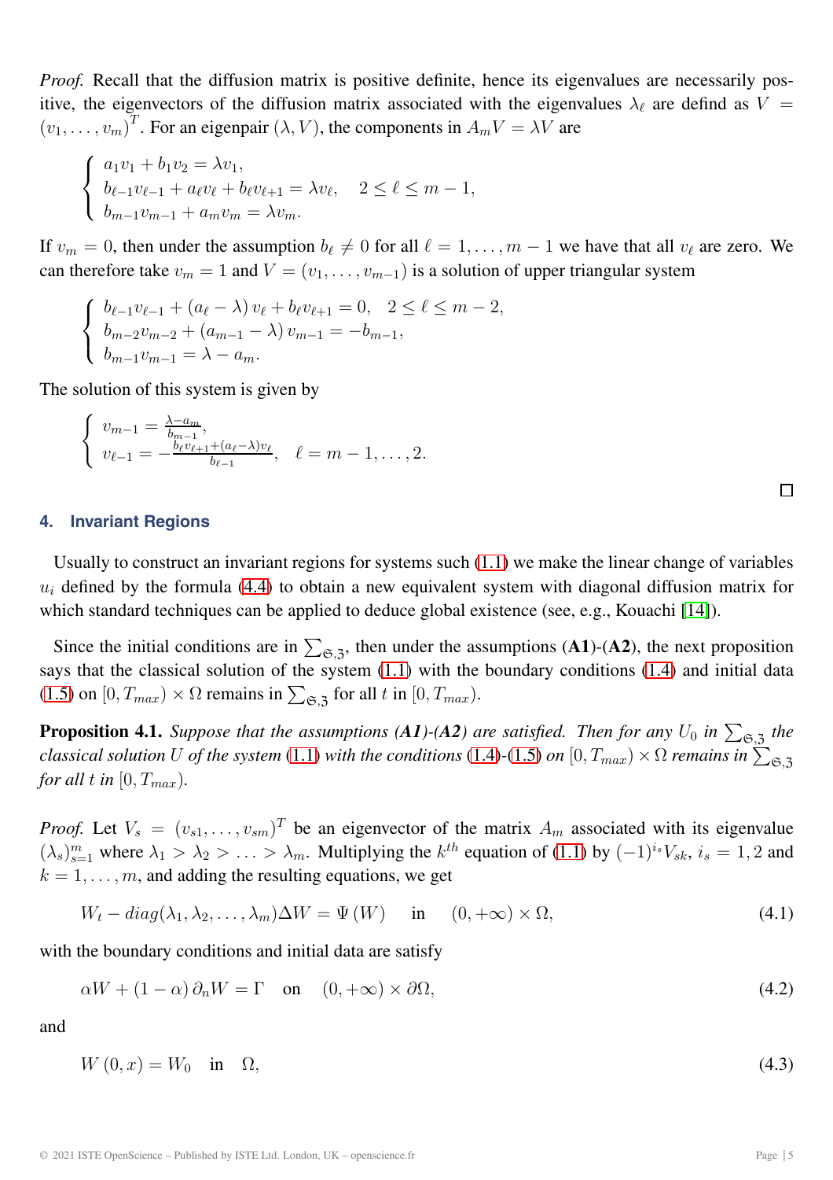*Proof.* Recall that the diffusion matrix is positive definite, hence its eigenvalues are necessarily positive, the eigenvectors of the diffusion matrix associated with the eigenvalues $\lambda_\ell$ are defind as $V = (v_1, \ldots, v_m)^T$. For an eigenpair $(\lambda, V)$, the components in $A_m V = \lambda V$ are

$$\begin{cases} a_1 v_1 + b_1 v_2 = \lambda v_1, \\ b_{\ell-1} v_{\ell-1} + a_\ell v_\ell + b_\ell v_{\ell+1} = \lambda v_\ell, \quad 2 \leq \ell \leq m-1, \\ b_{m-1} v_{m-1} + a_m v_m = \lambda v_m. \end{cases}$$

If $v_m = 0$, then under the assumption $b_\ell \neq 0$ for all $\ell = 1, \ldots, m-1$ we have that all $v_\ell$ are zero. We can therefore take $v_m = 1$ and $V = (v_1, \ldots, v_{m-1})$ is a solution of upper triangular system

$$\begin{cases} b_{\ell-1} v_{\ell-1} + (a_\ell - \lambda) v_\ell + b_\ell v_{\ell+1} = 0, \quad 2 \leq \ell \leq m-2, \\ b_{m-2} v_{m-2} + (a_{m-1} - \lambda) v_{m-1} = -b_{m-1}, \\ b_{m-1} v_{m-1} = \lambda - a_m. \end{cases}$$

The solution of this system is given by

$$\begin{cases} v_{m-1} = \frac{\lambda - a_m}{b_{m-1}}, \\ v_{\ell-1} = -\frac{b_\ell v_{\ell+1} + (a_\ell - \lambda) v_\ell}{b_{\ell-1}}, \quad \ell = m-1, \ldots, 2. \end{cases}$$

□

## 4. Invariant Regions

Usually to construct an invariant regions for systems such (1.1) we make the linear change of variables $u_i$ defined by the formula (4.4) to obtain a new equivalent system with diagonal diffusion matrix for which standard techniques can be applied to deduce global existence (see, e.g., Kouachi [14]).

Since the initial conditions are in $\sum_{\mathfrak{S},\mathfrak{Z}}$, then under the assumptions (**A1**)-(**A2**), the next proposition says that the classical solution of the system (1.1) with the boundary conditions (1.4) and initial data (1.5) on $[0, T_{max}) \times \Omega$ remains in $\sum_{\mathfrak{S},\mathfrak{Z}}$ for all $t$ in $[0, T_{max})$.

**Proposition 4.1.** *Suppose that the assumptions (**A1**)-(**A2**) are satisfied. Then for any $U_0$ in $\sum_{\mathfrak{S},\mathfrak{Z}}$ the classical solution $U$ of the system (1.1) with the conditions (1.4)-(1.5) on $[0, T_{max}) \times \Omega$ remains in $\sum_{\mathfrak{S},\mathfrak{Z}}$ for all $t$ in $[0, T_{max})$.*

*Proof.* Let $V_s = (v_{s1}, \ldots, v_{sm})^T$ be an eigenvector of the matrix $A_m$ associated with its eigenvalue $(\lambda_s)_{s=1}^m$ where $\lambda_1 > \lambda_2 > \ldots > \lambda_m$. Multiplying the $k^{th}$ equation of (1.1) by $(-1)^{i_s} V_{sk}$, $i_s = 1, 2$ and $k = 1, \ldots, m$, and adding the resulting equations, we get

$$W_t - diag(\lambda_1, \lambda_2, \ldots, \lambda_m) \Delta W = \Psi(W) \quad \text{in} \quad (0, +\infty) \times \Omega, \tag{4.1}$$

with the boundary conditions and initial data are satisfy

$$\alpha W + (1 - \alpha) \partial_n W = \Gamma \quad \text{on} \quad (0, +\infty) \times \partial\Omega, \tag{4.2}$$

and

$$W(0, x) = W_0 \quad \text{in} \quad \Omega, \tag{4.3}$$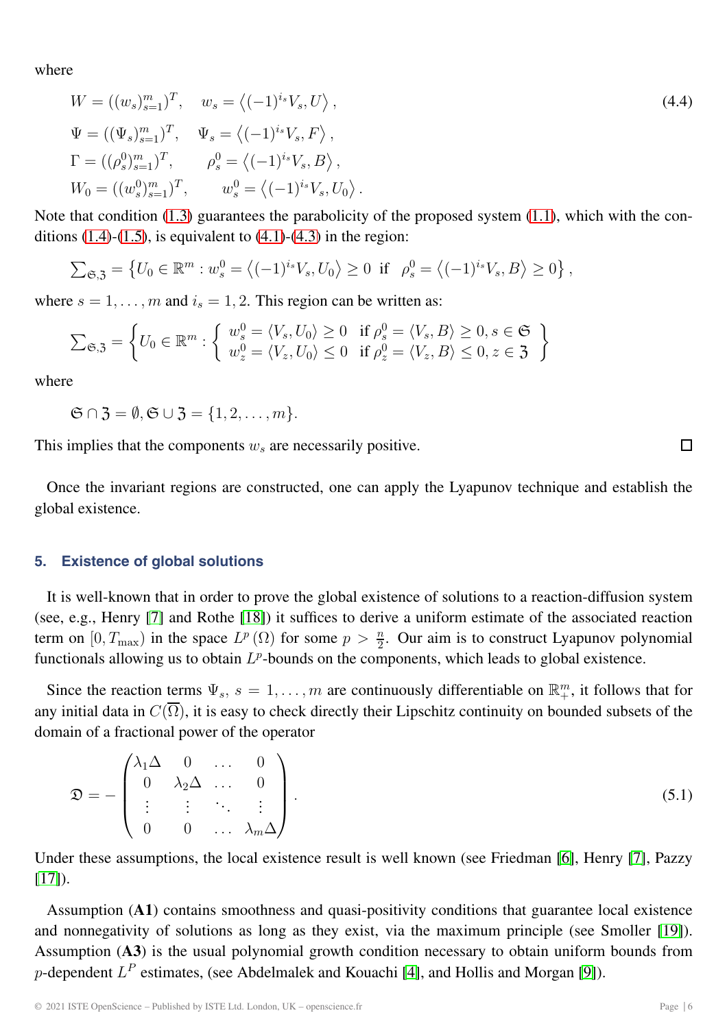where

$$
\begin{aligned}
&W = ((w_s)_{s=1}^m)^T, \quad w_s = \left\langle (-1)^{i_s} V_s, U \right\rangle, \\
&\Psi = ((\Psi_s)_{s=1}^m)^T, \quad \Psi_s = \left\langle (-1)^{i_s} V_s, F \right\rangle, \\
&\Gamma = ((\rho_s^0)_{s=1}^m)^T, \qquad \rho_s^0 = \left\langle (-1)^{i_s} V_s, B \right\rangle, \\
&W_0 = ((w_s^0)_{s=1}^m)^T, \qquad w_s^0 = \left\langle (-1)^{i_s} V_s, U_0 \right\rangle.
\end{aligned} \tag{4.4}
$$

Note that condition (1.3) guarantees the parabolicity of the proposed system (1.1), which with the conditions (1.4)-(1.5), is equivalent to (4.1)-(4.3) in the region:

$$
\sum\nolimits_{\mathfrak{S},\mathfrak{Z}} = \left\{ U_0 \in \mathbb{R}^m : w_s^0 = \left\langle (-1)^{i_s} V_s, U_0 \right\rangle \geq 0 \ \text{ if } \ \rho_s^0 = \left\langle (-1)^{i_s} V_s, B \right\rangle \geq 0 \right\},
$$

where $s = 1, \ldots, m$ and $i_s = 1, 2$. This region can be written as:

$$
\sum\nolimits_{\mathfrak{S},\mathfrak{Z}} = \left\{ U_0 \in \mathbb{R}^m : \left\{ \begin{array}{ll} w_s^0 = \langle V_s, U_0 \rangle \geq 0 & \text{if } \rho_s^0 = \langle V_s, B \rangle \geq 0, s \in \mathfrak{S} \\ w_z^0 = \langle V_z, U_0 \rangle \leq 0 & \text{if } \rho_z^0 = \langle V_z, B \rangle \leq 0, z \in \mathfrak{Z} \end{array} \right\} \right.
$$

where

$$
\mathfrak{S} \cap \mathfrak{Z} = \emptyset, \mathfrak{S} \cup \mathfrak{Z} = \{1, 2, \ldots, m\}.
$$

This implies that the components $w_s$ are necessarily positive. □

Once the invariant regions are constructed, one can apply the Lyapunov technique and establish the global existence.

## 5. Existence of global solutions

It is well-known that in order to prove the global existence of solutions to a reaction-diffusion system (see, e.g., Henry [7] and Rothe [18]) it suffices to derive a uniform estimate of the associated reaction term on $[0, T_{\max})$ in the space $L^p(\Omega)$ for some $p > \frac{n}{2}$. Our aim is to construct Lyapunov polynomial functionals allowing us to obtain $L^p$-bounds on the components, which leads to global existence.

Since the reaction terms $\Psi_s$, $s = 1, \ldots, m$ are continuously differentiable on $\mathbb{R}_+^m$, it follows that for any initial data in $C(\overline{\Omega})$, it is easy to check directly their Lipschitz continuity on bounded subsets of the domain of a fractional power of the operator

$$
\mathfrak{D} = - \begin{pmatrix} \lambda_1 \Delta & 0 & \ldots & 0 \\ 0 & \lambda_2 \Delta & \ldots & 0 \\ \vdots & \vdots & \ddots & \vdots \\ 0 & 0 & \ldots & \lambda_m \Delta \end{pmatrix}. \tag{5.1}
$$

Under these assumptions, the local existence result is well known (see Friedman [6], Henry [7], Pazzy [17]).

Assumption (**A1**) contains smoothness and quasi-positivity conditions that guarantee local existence and nonnegativity of solutions as long as they exist, via the maximum principle (see Smoller [19]). Assumption (**A3**) is the usual polynomial growth condition necessary to obtain uniform bounds from $p$-dependent $L^P$ estimates, (see Abdelmalek and Kouachi [4], and Hollis and Morgan [9]).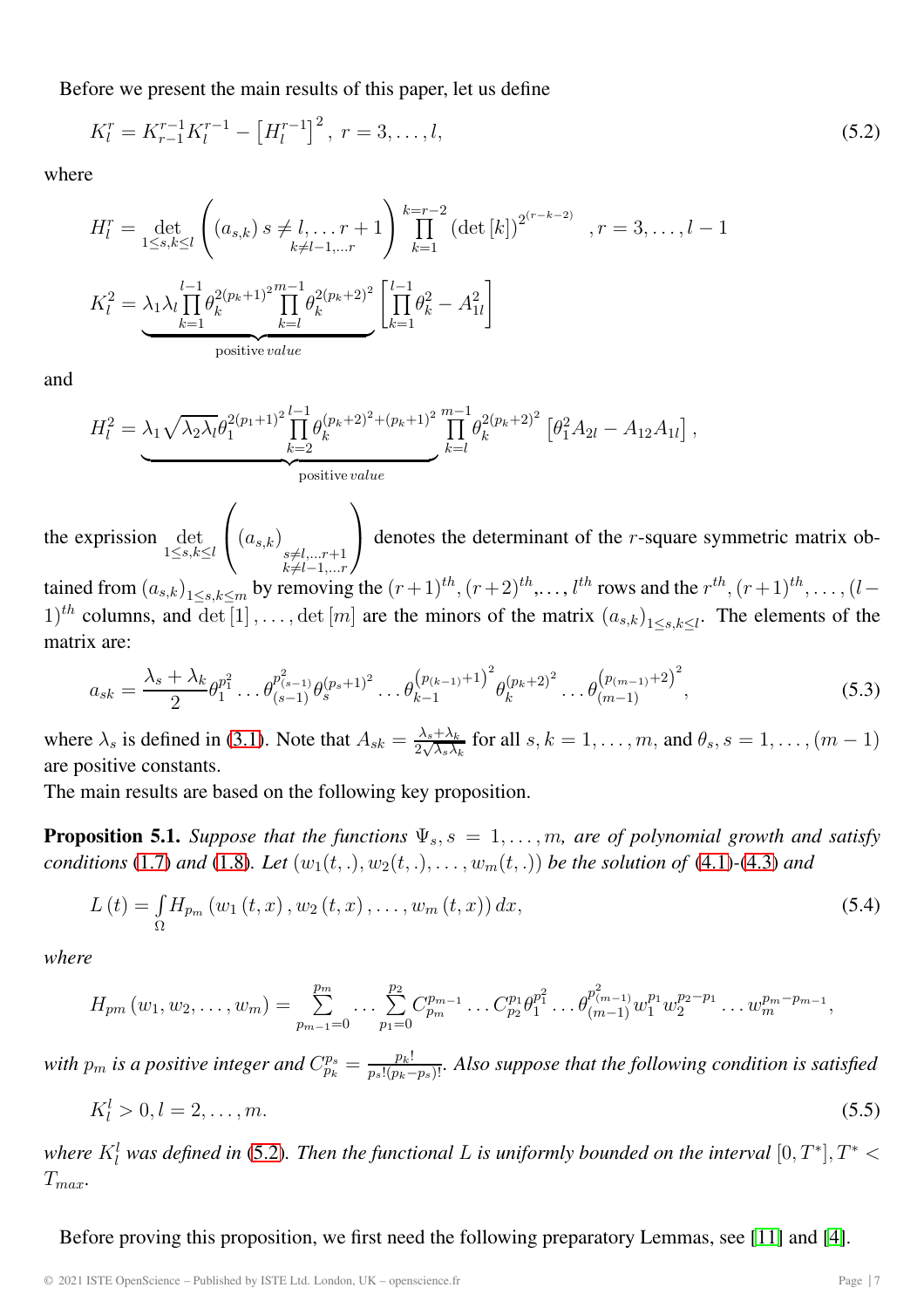Before we present the main results of this paper, let us define

$$K_l^r = K_{r-1}^{r-1} K_l^{r-1} - \left[H_l^{r-1}\right]^2,\ r = 3, \ldots, l, \tag{5.2}$$

where

$$H_l^r = \det_{1 \le s,k \le l} \left( (a_{s,k})\ \underset{k \ne l-1, \ldots r}{s \ne l, \ldots r+1} \right) \prod_{k=1}^{k=r-2} \left(\det [k]\right)^{2^{(r-k-2)}} \quad, r = 3, \ldots, l-1$$

$$K_l^2 = \underbrace{\lambda_1 \lambda_l \prod_{k=1}^{l-1} \theta_k^{2(p_k+1)^2} \prod_{k=l}^{m-1} \theta_k^{2(p_k+2)^2}}_{\text{positive } value} \left[ \prod_{k=1}^{l-1} \theta_k^2 - A_{1l}^2 \right]$$

and

$$H_l^2 = \underbrace{\lambda_1 \sqrt{\lambda_2 \lambda_l}\, \theta_1^{2(p_1+1)^2} \prod_{k=2}^{l-1} \theta_k^{(p_k+2)^2 + (p_k+1)^2}}_{\text{positive } value} \prod_{k=l}^{m-1} \theta_k^{2(p_k+2)^2} \left[\theta_1^2 A_{2l} - A_{12} A_{1l}\right],$$

the expression $\det_{1 \le s,k \le l} \left( (a_{s,k})_{\substack{s \ne l, \ldots r+1 \\ k \ne l-1, \ldots r}} \right)$ denotes the determinant of the $r$-square symmetric matrix obtained from $(a_{s,k})_{1 \le s,k \le m}$ by removing the $(r+1)^{th}, (r+2)^{th}, \ldots, l^{th}$ rows and the $r^{th}, (r+1)^{th}, \ldots, (l-1)^{th}$ columns, and $\det[1], \ldots, \det[m]$ are the minors of the matrix $(a_{s,k})_{1 \le s,k \le l}$. The elements of the matrix are:

$$a_{sk} = \frac{\lambda_s + \lambda_k}{2} \theta_1^{p_1^2} \ldots \theta_{(s-1)}^{p_{(s-1)}^2} \theta_s^{(p_s+1)^2} \ldots \theta_{k-1}^{\left(p_{(k-1)}+1\right)^2} \theta_k^{(p_k+2)^2} \ldots \theta_{(m-1)}^{\left(p_{(m-1)}+2\right)^2}, \tag{5.3}$$

where $\lambda_s$ is defined in (3.1). Note that $A_{sk} = \frac{\lambda_s + \lambda_k}{2\sqrt{\lambda_s \lambda_k}}$ for all $s, k = 1, \ldots, m$, and $\theta_s, s = 1, \ldots, (m-1)$ are positive constants.

The main results are based on the following key proposition.

**Proposition 5.1.** *Suppose that the functions $\Psi_s, s = 1, \ldots, m$, are of polynomial growth and satisfy conditions (1.7) and (1.8). Let $(w_1(t,.), w_2(t,.), \ldots, w_m(t,.))$ be the solution of (4.1)-(4.3) and*

$$L(t) = \int_\Omega H_{p_m}\left(w_1(t,x), w_2(t,x), \ldots, w_m(t,x)\right) dx, \tag{5.4}$$

*where*

$$H_{pm}(w_1, w_2, \ldots, w_m) = \sum_{p_{m-1}=0}^{p_m} \ldots \sum_{p_1=0}^{p_2} C_{p_m}^{p_{m-1}} \ldots C_{p_2}^{p_1} \theta_1^{p_1^2} \ldots \theta_{(m-1)}^{p_{(m-1)}^2} w_1^{p_1} w_2^{p_2-p_1} \ldots w_m^{p_m-p_{m-1}},$$

*with $p_m$ is a positive integer and $C_{p_k}^{p_s} = \frac{p_k!}{p_s!(p_k-p_s)!}$. Also suppose that the following condition is satisfied*

$$K_l^l > 0, l = 2, \ldots, m. \tag{5.5}$$

*where $K_l^l$ was defined in (5.2). Then the functional $L$ is uniformly bounded on the interval $[0, T^*], T^* < T_{max}$.*

Before proving this proposition, we first need the following preparatory Lemmas, see [11] and [4].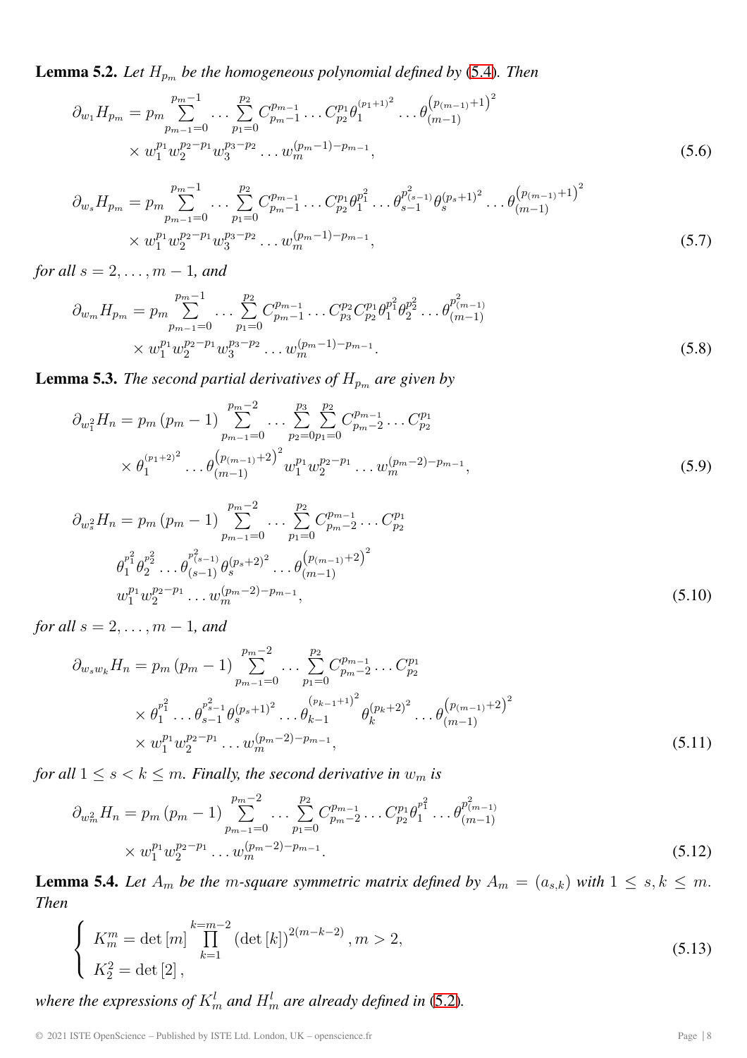**Lemma 5.2.** *Let $H_{p_m}$ be the homogeneous polynomial defined by* (5.4)*. Then*

$$\partial_{w_1} H_{p_m} = p_m \sum_{p_{m-1}=0}^{p_m-1} \cdots \sum_{p_1=0}^{p_2} C_{p_m-1}^{p_{m-1}} \cdots C_{p_2}^{p_1} \theta_1^{(p_1+1)^2} \cdots \theta_{(m-1)}^{\left(p_{(m-1)}+1\right)^2} \times w_1^{p_1} w_2^{p_2-p_1} w_3^{p_3-p_2} \cdots w_m^{(p_m-1)-p_{m-1}}, \tag{5.6}$$

$$\partial_{w_s} H_{p_m} = p_m \sum_{p_{m-1}=0}^{p_m-1} \cdots \sum_{p_1=0}^{p_2} C_{p_m-1}^{p_{m-1}} \cdots C_{p_2}^{p_1} \theta_1^{p_1^2} \cdots \theta_{s-1}^{p_{(s-1)}^2} \theta_s^{(p_s+1)^2} \cdots \theta_{(m-1)}^{\left(p_{(m-1)}+1\right)^2} \times w_1^{p_1} w_2^{p_2-p_1} w_3^{p_3-p_2} \cdots w_m^{(p_m-1)-p_{m-1}}, \tag{5.7}$$

*for all $s = 2, \ldots, m-1$, and*

$$\partial_{w_m} H_{p_m} = p_m \sum_{p_{m-1}=0}^{p_m-1} \cdots \sum_{p_1=0}^{p_2} C_{p_m-1}^{p_{m-1}} \cdots C_{p_3}^{p_2} C_{p_2}^{p_1} \theta_1^{p_1^2} \theta_2^{p_2^2} \cdots \theta_{(m-1)}^{p_{(m-1)}^2} \times w_1^{p_1} w_2^{p_2-p_1} w_3^{p_3-p_2} \cdots w_m^{(p_m-1)-p_{m-1}}. \tag{5.8}$$

**Lemma 5.3.** *The second partial derivatives of $H_{p_m}$ are given by*

$$\partial_{w_1^2} H_n = p_m (p_m-1) \sum_{p_{m-1}=0}^{p_m-2} \cdots \sum_{p_2=0}^{p_3} \sum_{p_1=0}^{p_2} C_{p_m-2}^{p_{m-1}} \cdots C_{p_2}^{p_1} \times \theta_1^{(p_1+2)^2} \cdots \theta_{(m-1)}^{\left(p_{(m-1)}+2\right)^2} w_1^{p_1} w_2^{p_2-p_1} \cdots w_m^{(p_m-2)-p_{m-1}}, \tag{5.9}$$

$$\partial_{w_s^2} H_n = p_m (p_m-1) \sum_{p_{m-1}=0}^{p_m-2} \cdots \sum_{p_1=0}^{p_2} C_{p_m-2}^{p_{m-1}} \cdots C_{p_2}^{p_1} \theta_1^{p_1^2} \theta_2^{p_2^2} \cdots \theta_{(s-1)}^{p_{(s-1)}^2} \theta_s^{(p_s+2)^2} \cdots \theta_{(m-1)}^{\left(p_{(m-1)}+2\right)^2} w_1^{p_1} w_2^{p_2-p_1} \cdots w_m^{(p_m-2)-p_{m-1}}, \tag{5.10}$$

*for all $s = 2, \ldots, m-1$, and*

$$\partial_{w_s w_k} H_n = p_m (p_m-1) \sum_{p_{m-1}=0}^{p_m-2} \cdots \sum_{p_1=0}^{p_2} C_{p_m-2}^{p_{m-1}} \cdots C_{p_2}^{p_1} \times \theta_1^{p_1^2} \cdots \theta_{s-1}^{p_{s-1}^2} \theta_s^{(p_s+1)^2} \cdots \theta_{k-1}^{(p_{k-1}+1)^2} \theta_k^{(p_k+2)^2} \cdots \theta_{(m-1)}^{\left(p_{(m-1)}+2\right)^2} \times w_1^{p_1} w_2^{p_2-p_1} \cdots w_m^{(p_m-2)-p_{m-1}}, \tag{5.11}$$

*for all $1 \leq s < k \leq m$. Finally, the second derivative in $w_m$ is*

$$\partial_{w_m^2} H_n = p_m (p_m-1) \sum_{p_{m-1}=0}^{p_m-2} \cdots \sum_{p_1=0}^{p_2} C_{p_m-2}^{p_{m-1}} \cdots C_{p_2}^{p_1} \theta_1^{p_1^2} \cdots \theta_{(m-1)}^{p_{(m-1)}^2} \times w_1^{p_1} w_2^{p_2-p_1} \cdots w_m^{(p_m-2)-p_{m-1}}. \tag{5.12}$$

**Lemma 5.4.** *Let $A_m$ be the $m$-square symmetric matrix defined by $A_m = (a_{s,k})$ with $1 \leq s, k \leq m$. Then*

$$\begin{cases} K_m^m = \det[m] \prod_{k=1}^{k=m-2} (\det[k])^{2(m-k-2)}, m > 2, \\ K_2^2 = \det[2], \end{cases} \tag{5.13}$$

*where the expressions of $K_m^l$ and $H_m^l$ are already defined in* (5.2)*.*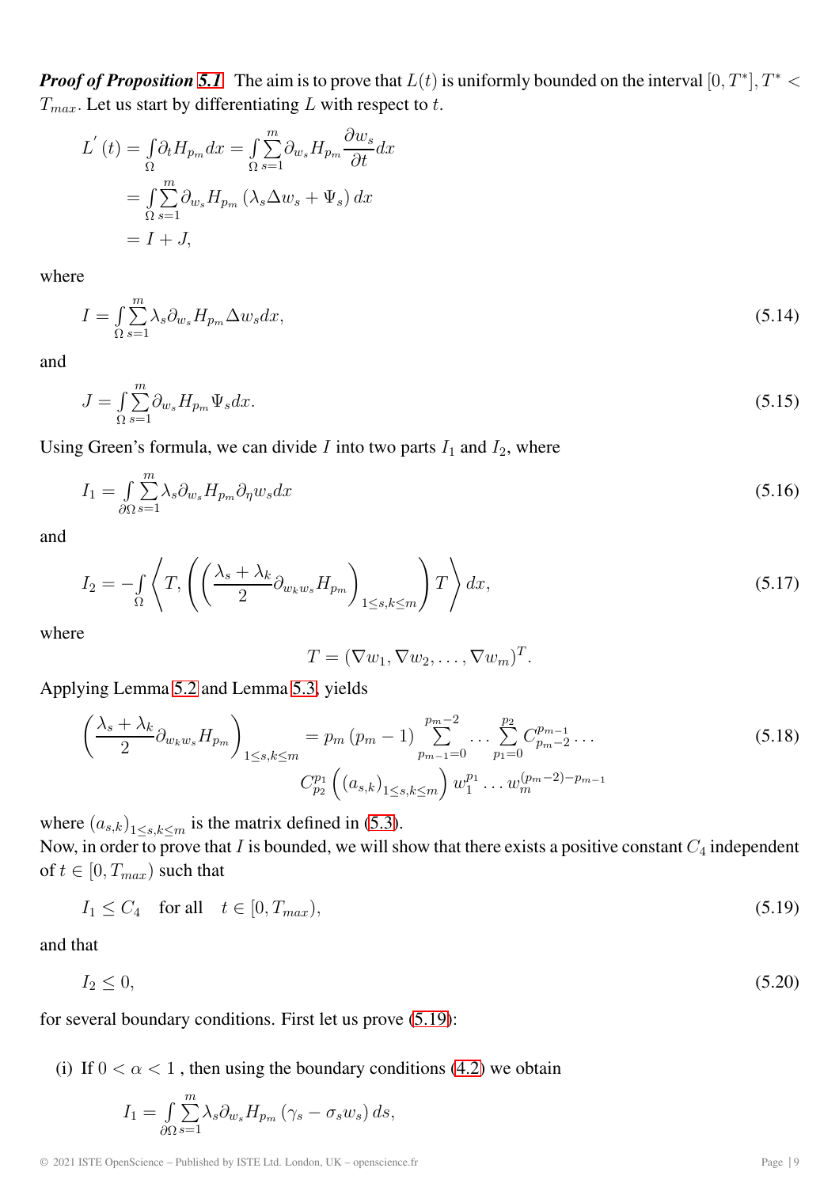***Proof of Proposition 5.1*** The aim is to prove that $L(t)$ is uniformly bounded on the interval $[0, T^*], T^* < T_{max}$. Let us start by differentiating $L$ with respect to $t$.

$$
\begin{aligned}
L'(t) &= \int_\Omega \partial_t H_{p_m} dx = \int_\Omega \sum_{s=1}^{m} \partial_{w_s} H_{p_m} \frac{\partial w_s}{\partial t} dx \\
&= \int_\Omega \sum_{s=1}^{m} \partial_{w_s} H_{p_m} \left(\lambda_s \Delta w_s + \Psi_s\right) dx \\
&= I + J,
\end{aligned}
$$

where

$$
I = \int_\Omega \sum_{s=1}^{m} \lambda_s \partial_{w_s} H_{p_m} \Delta w_s dx, \tag{5.14}
$$

and

$$
J = \int_\Omega \sum_{s=1}^{m} \partial_{w_s} H_{p_m} \Psi_s dx. \tag{5.15}
$$

Using Green's formula, we can divide $I$ into two parts $I_1$ and $I_2$, where

$$
I_1 = \int_{\partial\Omega} \sum_{s=1}^{m} \lambda_s \partial_{w_s} H_{p_m} \partial_\eta w_s dx \tag{5.16}
$$

and

$$
I_2 = -\int_\Omega \left\langle T, \left( \left( \frac{\lambda_s + \lambda_k}{2} \partial_{w_k w_s} H_{p_m} \right)_{1 \le s,k \le m} \right) T \right\rangle dx, \tag{5.17}
$$

where

$$
T = (\nabla w_1, \nabla w_2, \ldots, \nabla w_m)^T.
$$

Applying Lemma 5.2 and Lemma 5.3, yields

$$
\left( \frac{\lambda_s + \lambda_k}{2} \partial_{w_k w_s} H_{p_m} \right)_{1 \le s,k \le m} = p_m (p_m - 1) \sum_{p_{m-1}=0}^{p_m - 2} \cdots \sum_{p_1=0}^{p_2} C_{p_m - 2}^{p_{m-1}} \cdots C_{p_2}^{p_1} \left( (a_{s,k})_{1 \le s,k \le m} \right) w_1^{p_1} \ldots w_m^{(p_m - 2) - p_{m-1}} \tag{5.18}
$$

where $(a_{s,k})_{1 \le s,k \le m}$ is the matrix defined in (5.3).
Now, in order to prove that $I$ is bounded, we will show that there exists a positive constant $C_4$ independent of $t \in [0, T_{max})$ such that

$$
I_1 \le C_4 \quad \text{for all} \quad t \in [0, T_{max}), \tag{5.19}
$$

and that

$$
I_2 \le 0, \tag{5.20}
$$

for several boundary conditions. First let us prove (5.19):

(i) If $0 < \alpha < 1$ , then using the boundary conditions (4.2) we obtain

$$
I_1 = \int_{\partial\Omega} \sum_{s=1}^{m} \lambda_s \partial_{w_s} H_{p_m} \left(\gamma_s - \sigma_s w_s\right) ds,
$$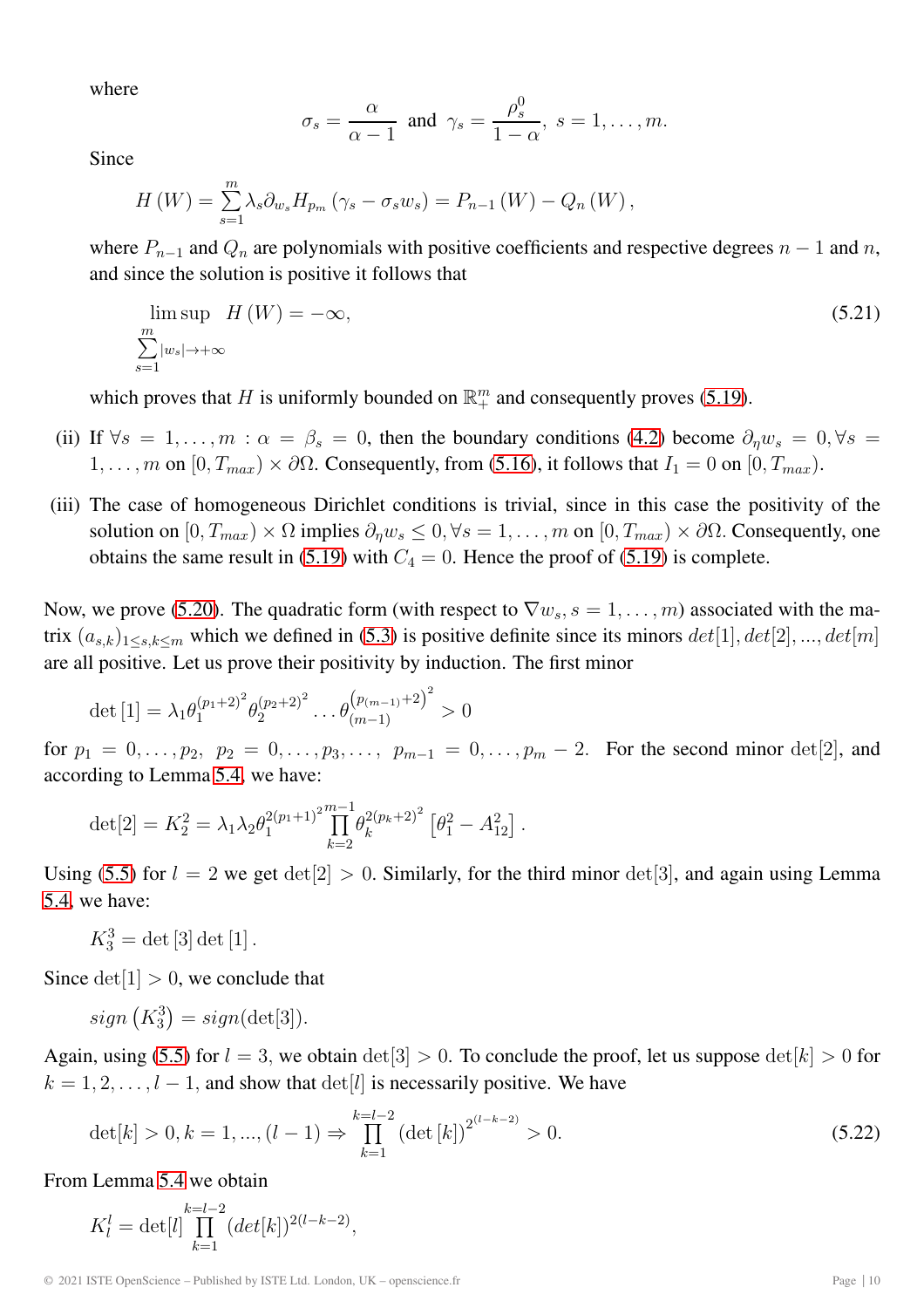where

$$\sigma_s = \frac{\alpha}{\alpha - 1} \text{ and } \gamma_s = \frac{\rho_s^0}{1-\alpha},\ s = 1, \dots, m.$$

Since

$$H(W) = \sum_{s=1}^{m} \lambda_s \partial_{w_s} H_{p_m}(\gamma_s - \sigma_s w_s) = P_{n-1}(W) - Q_n(W),$$

where $P_{n-1}$ and $Q_n$ are polynomials with positive coefficients and respective degrees $n-1$ and $n$, and since the solution is positive it follows that

$$\limsup_{\sum_{s=1}^{m} |w_s| \to +\infty} H(W) = -\infty, \tag{5.21}$$

which proves that $H$ is uniformly bounded on $\mathbb{R}_+^m$ and consequently proves (5.19).

(ii) If $\forall s = 1, \dots, m : \alpha = \beta_s = 0$, then the boundary conditions (4.2) become $\partial_\eta w_s = 0, \forall s = 1, \dots, m$ on $[0, T_{max}) \times \partial\Omega$. Consequently, from (5.16), it follows that $I_1 = 0$ on $[0, T_{max})$.

(iii) The case of homogeneous Dirichlet conditions is trivial, since in this case the positivity of the solution on $[0, T_{max}) \times \Omega$ implies $\partial_\eta w_s \leq 0, \forall s = 1, \dots, m$ on $[0, T_{max}) \times \partial\Omega$. Consequently, one obtains the same result in (5.19) with $C_4 = 0$. Hence the proof of (5.19) is complete.

Now, we prove (5.20). The quadratic form (with respect to $\nabla w_s, s = 1, \dots, m$) associated with the matrix $(a_{s,k})_{1 \leq s,k \leq m}$ which we defined in (5.3) is positive definite since its minors $det[1], det[2], ..., det[m]$ are all positive. Let us prove their positivity by induction. The first minor

$$\det[1] = \lambda_1 \theta_1^{(p_1+2)^2} \theta_2^{(p_2+2)^2} \dots \theta_{(m-1)}^{\left(p_{(m-1)}+2\right)^2} > 0$$

for $p_1 = 0, \dots, p_2,\ p_2 = 0, \dots, p_3, \dots,\ p_{m-1} = 0, \dots, p_m - 2$. For the second minor $\det[2]$, and according to Lemma 5.4, we have:

$$\det[2] = K_2^2 = \lambda_1 \lambda_2 \theta_1^{2(p_1+1)^2} \prod_{k=2}^{m-1} \theta_k^{2(p_k+2)^2} \left[\theta_1^2 - A_{12}^2\right].$$

Using (5.5) for $l = 2$ we get $\det[2] > 0$. Similarly, for the third minor $\det[3]$, and again using Lemma 5.4, we have:

$$K_3^3 = \det[3] \det[1].$$

Since $\det[1] > 0$, we conclude that

$$sign\left(K_3^3\right) = sign(\det[3]).$$

Again, using (5.5) for $l = 3$, we obtain $\det[3] > 0$. To conclude the proof, let us suppose $\det[k] > 0$ for $k = 1, 2, \dots, l-1$, and show that $\det[l]$ is necessarily positive. We have

$$\det[k] > 0, k = 1, ..., (l-1) \Rightarrow \prod_{k=1}^{k=l-2} (\det[k])^{2^{(l-k-2)}} > 0. \tag{5.22}$$

From Lemma 5.4 we obtain

$$K_l^l = \det[l] \prod_{k=1}^{k=l-2} (det[k])^{2(l-k-2)},$$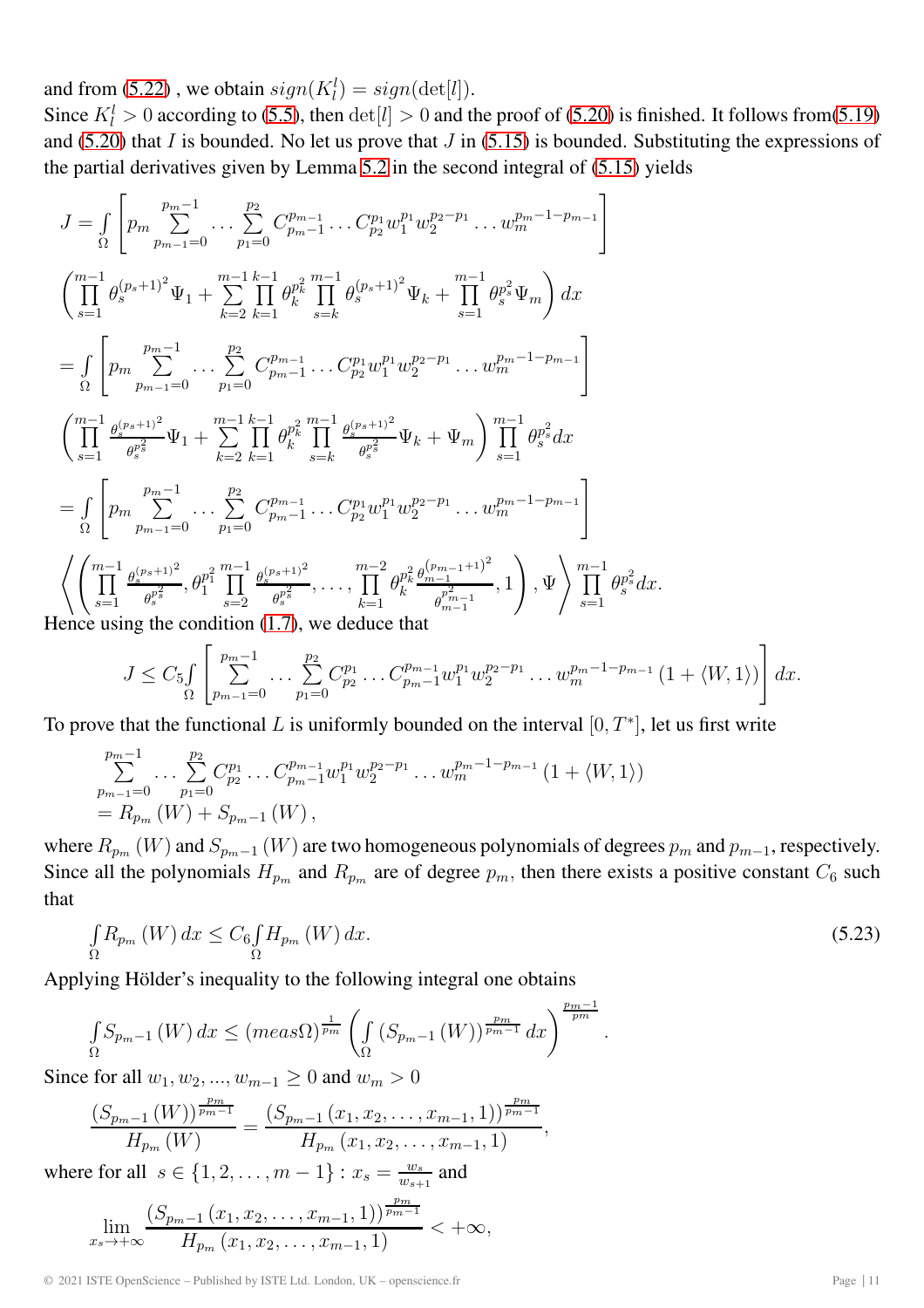and from (5.22) , we obtain $sign(K_l^l) = sign(\det[l])$.
Since $K_l^l > 0$ according to (5.5), then $\det[l] > 0$ and the proof of (5.20) is finished. It follows from(5.19) and (5.20) that $I$ is bounded. No let us prove that $J$ in (5.15) is bounded. Substituting the expressions of the partial derivatives given by Lemma 5.2 in the second integral of (5.15) yields

$$
\begin{aligned}
J &= \int_\Omega \left[ p_m \sum_{p_{m-1}=0}^{p_m-1} \cdots \sum_{p_1=0}^{p_2} C_{p_{m-1}}^{p_{m-1}} \cdots C_{p_2}^{p_1} w_1^{p_1} w_2^{p_2-p_1} \cdots w_m^{p_m-1-p_{m-1}} \right] \\
&\left( \prod_{s=1}^{m-1} \theta_s^{(p_s+1)^2} \Psi_1 + \sum_{k=2}^{m-1} \prod_{k=1}^{k-1} \theta_k^{p_k^2} \prod_{s=k}^{m-1} \theta_s^{(p_s+1)^2} \Psi_k + \prod_{s=1}^{m-1} \theta_s^{p_s^2} \Psi_m \right) dx \\
&= \int_\Omega \left[ p_m \sum_{p_{m-1}=0}^{p_m-1} \cdots \sum_{p_1=0}^{p_2} C_{p_{m-1}}^{p_{m-1}} \cdots C_{p_2}^{p_1} w_1^{p_1} w_2^{p_2-p_1} \cdots w_m^{p_m-1-p_{m-1}} \right] \\
&\left( \prod_{s=1}^{m-1} \frac{\theta_s^{(p_s+1)^2}}{\theta_s^{p_s^2}} \Psi_1 + \sum_{k=2}^{m-1} \prod_{k=1}^{k-1} \theta_k^{p_k^2} \prod_{s=k}^{m-1} \frac{\theta_s^{(p_s+1)^2}}{\theta_s^{p_s^2}} \Psi_k + \Psi_m \right) \prod_{s=1}^{m-1} \theta_s^{p_s^2} dx \\
&= \int_\Omega \left[ p_m \sum_{p_{m-1}=0}^{p_m-1} \cdots \sum_{p_1=0}^{p_2} C_{p_{m-1}}^{p_{m-1}} \cdots C_{p_2}^{p_1} w_1^{p_1} w_2^{p_2-p_1} \cdots w_m^{p_m-1-p_{m-1}} \right] \\
&\left\langle \left( \prod_{s=1}^{m-1} \frac{\theta_s^{(p_s+1)^2}}{\theta_s^{p_s^2}}, \theta_1^{p_1^2} \prod_{s=2}^{m-1} \frac{\theta_s^{(p_s+1)^2}}{\theta_s^{p_s^2}}, \ldots, \prod_{k=1}^{m-2} \theta_k^{p_k^2} \frac{\theta_{m-1}^{(p_{m-1}+1)^2}}{\theta_{m-1}^{p_{m-1}^2}}, 1 \right), \Psi \right\rangle \prod_{s=1}^{m-1} \theta_s^{p_s^2} dx.
\end{aligned}
$$

Hence using the condition (1.7), we deduce that

$$
J \leq C_5 \int_\Omega \left[ \sum_{p_{m-1}=0}^{p_m-1} \cdots \sum_{p_1=0}^{p_2} C_{p_2}^{p_1} \cdots C_{p_{m-1}}^{p_{m-1}} w_1^{p_1} w_2^{p_2-p_1} \cdots w_m^{p_m-1-p_{m-1}} \left(1 + \langle W, 1 \rangle\right) \right] dx.
$$

To prove that the functional $L$ is uniformly bounded on the interval $[0, T^*]$, let us first write

$$
\begin{aligned}
&\sum_{p_{m-1}=0}^{p_m-1} \cdots \sum_{p_1=0}^{p_2} C_{p_2}^{p_1} \cdots C_{p_{m-1}}^{p_{m-1}} w_1^{p_1} w_2^{p_2-p_1} \cdots w_m^{p_m-1-p_{m-1}} \left(1 + \langle W, 1 \rangle\right) \\
&= R_{p_m}(W) + S_{p_m-1}(W),
\end{aligned}
$$

where $R_{p_m}(W)$ and $S_{p_m-1}(W)$ are two homogeneous polynomials of degrees $p_m$ and $p_{m-1}$, respectively. Since all the polynomials $H_{p_m}$ and $R_{p_m}$ are of degree $p_m$, then there exists a positive constant $C_6$ such that

$$
\int_\Omega R_{p_m}(W)\, dx \leq C_6 \int_\Omega H_{p_m}(W)\, dx. \tag{5.23}
$$

Applying Hölder's inequality to the following integral one obtains

$$
\int_\Omega S_{p_m-1}(W)\, dx \leq (meas\Omega)^{\frac{1}{p_m}} \left( \int_\Omega \left(S_{p_m-1}(W)\right)^{\frac{p_m}{p_m-1}} dx \right)^{\frac{p_m-1}{p_m}}.
$$

Since for all $w_1, w_2, ..., w_{m-1} \geq 0$ and $w_m > 0$

$$
\frac{\left(S_{p_m-1}(W)\right)^{\frac{p_m}{p_m-1}}}{H_{p_m}(W)} = \frac{\left(S_{p_m-1}(x_1, x_2, \ldots, x_{m-1}, 1)\right)^{\frac{p_m}{p_m-1}}}{H_{p_m}(x_1, x_2, \ldots, x_{m-1}, 1)},
$$

where for all $s \in \{1, 2, \ldots, m-1\} : x_s = \frac{w_s}{w_{s+1}}$ and

$$
\lim_{x_s \to +\infty} \frac{\left(S_{p_m-1}(x_1, x_2, \ldots, x_{m-1}, 1)\right)^{\frac{p_m}{p_m-1}}}{H_{p_m}(x_1, x_2, \ldots, x_{m-1}, 1)} < +\infty,
$$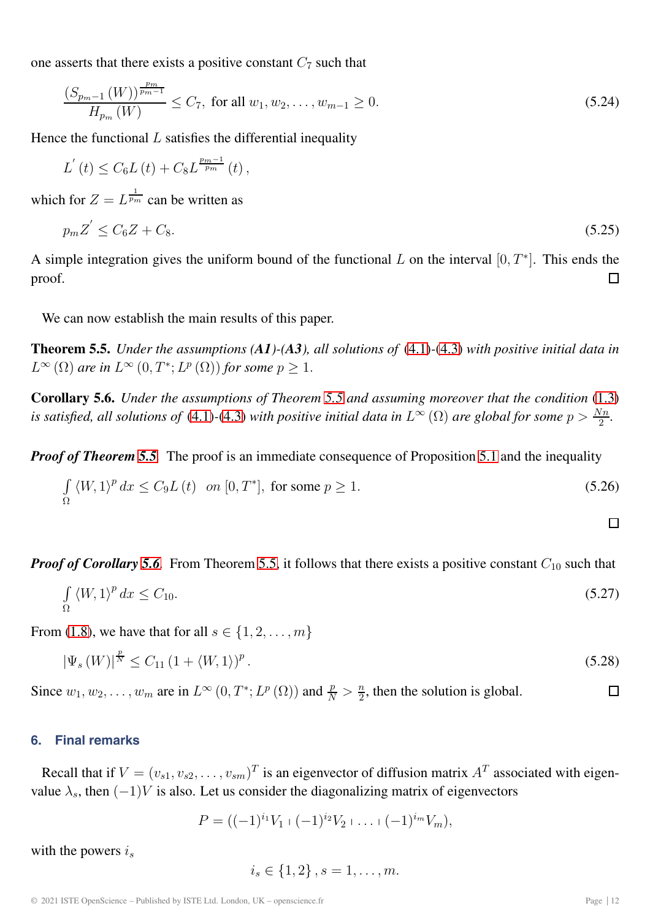one asserts that there exists a positive constant $C_7$ such that

$$\frac{\left(S_{p_m-1}\left(W\right)\right)^{\frac{p_m}{p_m-1}}}{H_{p_m}\left(W\right)} \leq C_7, \text{ for all } w_1, w_2, \ldots, w_{m-1} \geq 0. \tag{5.24}$$

Hence the functional $L$ satisfies the differential inequality

$$L^{'}\left(t\right) \leq C_6 L\left(t\right) + C_8 L^{\frac{p_m-1}{p_m}}\left(t\right),$$

which for $Z = L^{\frac{1}{p_m}}$ can be written as

$$p_m Z^{'} \leq C_6 Z + C_8. \tag{5.25}$$

A simple integration gives the uniform bound of the functional $L$ on the interval $[0, T^{*}]$. This ends the proof. □

We can now establish the main results of this paper.

**Theorem 5.5.** *Under the assumptions (A1)-(A3), all solutions of* (4.1)-(4.3) *with positive initial data in* $L^{\infty}\left(\Omega\right)$ *are in* $L^{\infty}\left(0, T^{*}; L^{p}\left(\Omega\right)\right)$ *for some* $p \geq 1$.

**Corollary 5.6.** *Under the assumptions of Theorem 5.5 and assuming moreover that the condition* (1.3) *is satisfied, all solutions of* (4.1)-(4.3) *with positive initial data in* $L^{\infty}\left(\Omega\right)$ *are global for some* $p > \frac{Nn}{2}$.

***Proof of Theorem 5.5*** The proof is an immediate consequence of Proposition 5.1 and the inequality

$$\int_{\Omega} \langle W, 1\rangle^{p} dx \leq C_9 L\left(t\right) \quad on\ [0, T^{*}], \text{ for some } p \geq 1. \tag{5.26}$$

□

***Proof of Corollary 5.6*** From Theorem 5.5, it follows that there exists a positive constant $C_{10}$ such that

$$\int_{\Omega} \langle W, 1\rangle^{p} dx \leq C_{10}. \tag{5.27}$$

From (1.8), we have that for all $s \in \{1, 2, \ldots, m\}$

$$\left|\Psi_s\left(W\right)\right|^{\frac{p}{N}} \leq C_{11}\left(1 + \langle W, 1\rangle\right)^{p}. \tag{5.28}$$

Since $w_1, w_2, \ldots, w_m$ are in $L^{\infty}\left(0, T^{*}; L^{p}\left(\Omega\right)\right)$ and $\frac{p}{N} > \frac{n}{2}$, then the solution is global. □

## 6. Final remarks

Recall that if $V = (v_{s1}, v_{s2}, \ldots, v_{sm})^{T}$ is an eigenvector of diffusion matrix $A^{T}$ associated with eigenvalue $\lambda_s$, then $(-1)V$ is also. Let us consider the diagonalizing matrix of eigenvectors

$$P = ((-1)^{i_1} V_1 \mid (-1)^{i_2} V_2 \mid \ldots \mid (-1)^{i_m} V_m),$$

with the powers $i_s$

$$i_s \in \{1, 2\}, s = 1, \ldots, m.$$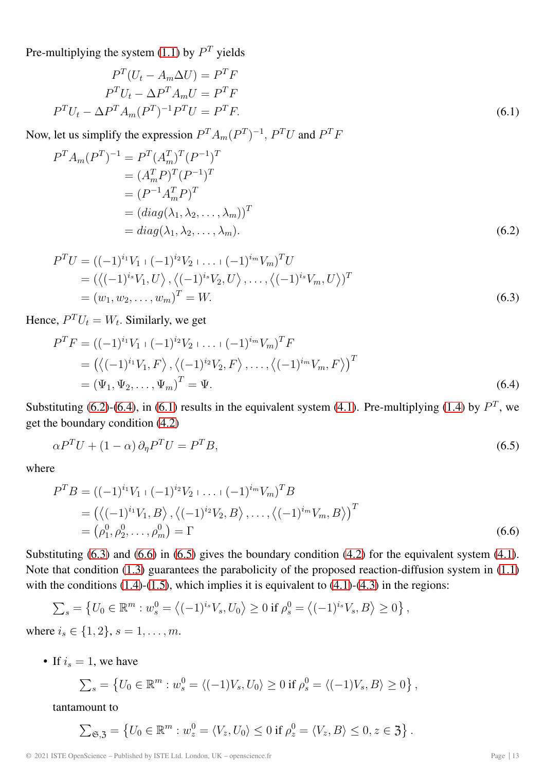Pre-multiplying the system (1.1) by $P^T$ yields

$$
\begin{aligned}
P^T(U_t - A_m \Delta U) &= P^T F \\
P^T U_t - \Delta P^T A_m U &= P^T F \\
P^T U_t - \Delta P^T A_m (P^T)^{-1} P^T U &= P^T F.
\end{aligned} \tag{6.1}
$$

Now, let us simplify the expression $P^T A_m (P^T)^{-1}$, $P^T U$ and $P^T F$

$$
\begin{aligned}
P^T A_m (P^T)^{-1} &= P^T (A_m^T)^T (P^{-1})^T \\
&= (A_m^T P)^T (P^{-1})^T \\
&= (P^{-1} A_m^T P)^T \\
&= (diag(\lambda_1, \lambda_2, \ldots, \lambda_m))^T \\
&= diag(\lambda_1, \lambda_2, \ldots, \lambda_m).
\end{aligned} \tag{6.2}
$$

$$
\begin{aligned}
P^T U &= ((-1)^{i_1} V_1 \mid (-1)^{i_2} V_2 \mid \ldots \mid (-1)^{i_m} V_m)^T U \\
&= (\langle (-1)^{i_s} V_1, U \rangle, \langle (-1)^{i_s} V_2, U \rangle, \ldots, \langle (-1)^{i_s} V_m, U \rangle)^T \\
&= (w_1, w_2, \ldots, w_m)^T = W.
\end{aligned} \tag{6.3}
$$

Hence, $P^T U_t = W_t$. Similarly, we get

$$
\begin{aligned}
P^T F &= ((-1)^{i_1} V_1 \mid (-1)^{i_2} V_2 \mid \ldots \mid (-1)^{i_m} V_m)^T F \\
&= \left( \langle (-1)^{i_1} V_1, F \rangle, \langle (-1)^{i_2} V_2, F \rangle, \ldots, \langle (-1)^{i_m} V_m, F \rangle \right)^T \\
&= (\Psi_1, \Psi_2, \ldots, \Psi_m)^T = \Psi.
\end{aligned} \tag{6.4}
$$

Substituting (6.2)-(6.4), in (6.1) results in the equivalent system (4.1). Pre-multiplying (1.4) by $P^T$, we get the boundary condition (4.2)

$$
\alpha P^T U + (1-\alpha)\, \partial_\eta P^T U = P^T B, \tag{6.5}
$$

where

$$
\begin{aligned}
P^T B &= ((-1)^{i_1} V_1 \mid (-1)^{i_2} V_2 \mid \ldots \mid (-1)^{i_m} V_m)^T B \\
&= \left( \langle (-1)^{i_1} V_1, B \rangle, \langle (-1)^{i_2} V_2, B \rangle, \ldots, \langle (-1)^{i_m} V_m, B \rangle \right)^T \\
&= \left( \rho_1^0, \rho_2^0, \ldots, \rho_m^0 \right) = \Gamma
\end{aligned} \tag{6.6}
$$

Substituting (6.3) and (6.6) in (6.5) gives the boundary condition (4.2) for the equivalent system (4.1). Note that condition (1.3) guarantees the parabolicity of the proposed reaction-diffusion system in (1.1) with the conditions (1.4)-(1.5), which implies it is equivalent to (4.1)-(4.3) in the regions:

$$
\textstyle\sum_s = \left\{ U_0 \in \mathbb{R}^m : w_s^0 = \langle (-1)^{i_s} V_s, U_0 \rangle \geq 0 \text{ if } \rho_s^0 = \langle (-1)^{i_s} V_s, B \rangle \geq 0 \right\},
$$

where $i_s \in \{1, 2\}$, $s = 1, \ldots, m$.

- If $i_s = 1$, we have

  $$
  \textstyle\sum_s = \left\{ U_0 \in \mathbb{R}^m : w_s^0 = \langle (-1) V_s, U_0 \rangle \geq 0 \text{ if } \rho_s^0 = \langle (-1) V_s, B \rangle \geq 0 \right\},
  $$

  tantamount to

  $$
  \textstyle\sum_{\mathfrak{S},\mathfrak{Z}} = \left\{ U_0 \in \mathbb{R}^m : w_z^0 = \langle V_z, U_0 \rangle \leq 0 \text{ if } \rho_z^0 = \langle V_z, B \rangle \leq 0, z \in \mathfrak{Z} \right\}.
  $$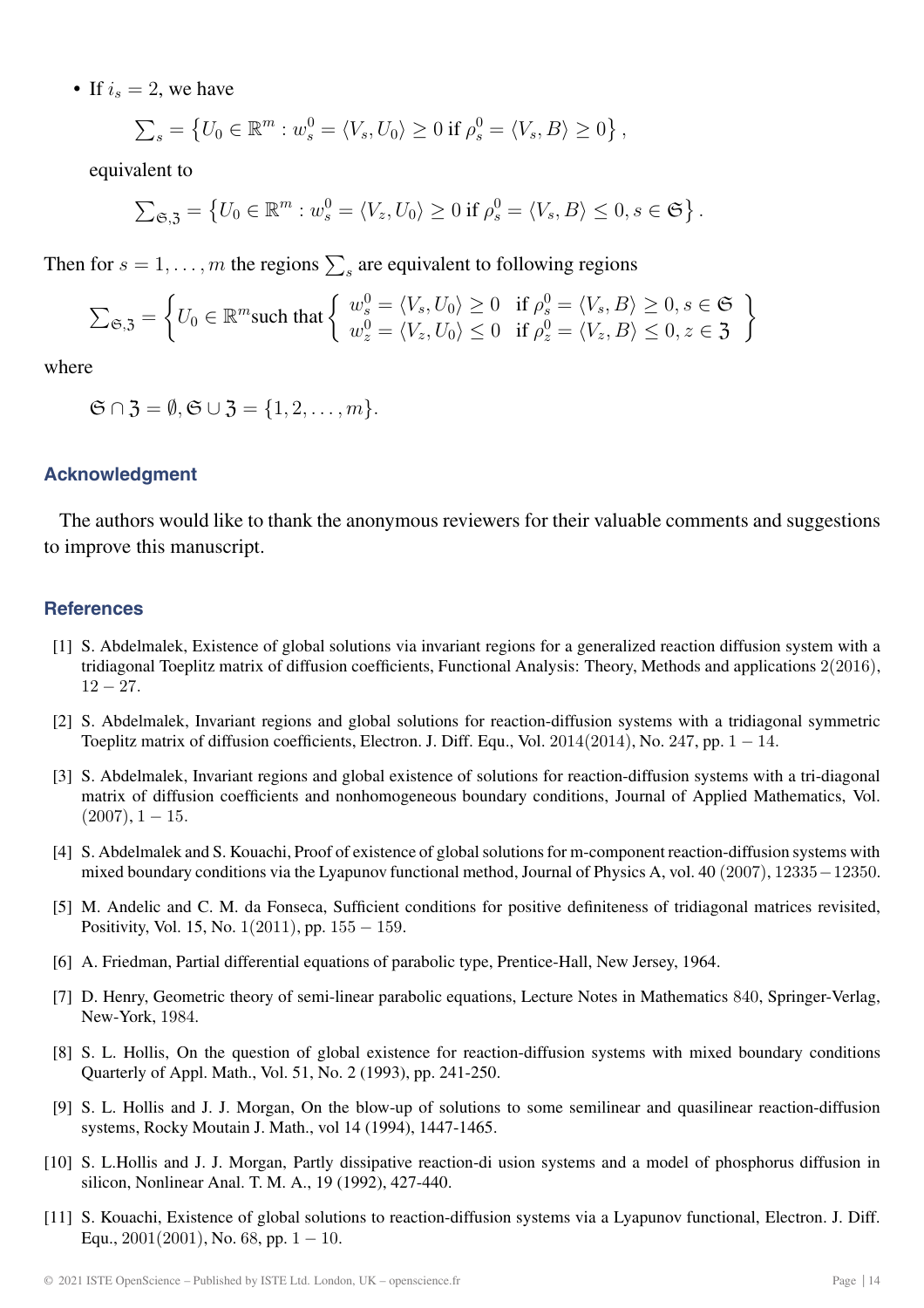- If $i_s = 2$, we have

$$\sum\nolimits_s = \left\{ U_0 \in \mathbb{R}^m : w_s^0 = \langle V_s, U_0 \rangle \geq 0 \text{ if } \rho_s^0 = \langle V_s, B \rangle \geq 0 \right\},$$

equivalent to

$$\sum\nolimits_{\mathfrak{S},\mathfrak{Z}} = \left\{ U_0 \in \mathbb{R}^m : w_s^0 = \langle V_z, U_0 \rangle \geq 0 \text{ if } \rho_s^0 = \langle V_s, B \rangle \leq 0, s \in \mathfrak{S} \right\}.$$

Then for $s = 1, \ldots, m$ the regions $\sum_s$ are equivalent to following regions

$$\sum\nolimits_{\mathfrak{S},\mathfrak{Z}} = \left\{ U_0 \in \mathbb{R}^m \text{such that} \left\{ \begin{array}{ll} w_s^0 = \langle V_s, U_0 \rangle \geq 0 & \text{if } \rho_s^0 = \langle V_s, B \rangle \geq 0, s \in \mathfrak{S} \\ w_z^0 = \langle V_z, U_0 \rangle \leq 0 & \text{if } \rho_z^0 = \langle V_z, B \rangle \leq 0, z \in \mathfrak{Z} \end{array} \right. \right\}$$

where

$$\mathfrak{S} \cap \mathfrak{Z} = \emptyset, \mathfrak{S} \cup \mathfrak{Z} = \{1, 2, \ldots, m\}.$$

## Acknowledgment

The authors would like to thank the anonymous reviewers for their valuable comments and suggestions to improve this manuscript.

## References

[1] S. Abdelmalek, Existence of global solutions via invariant regions for a generalized reaction diffusion system with a tridiagonal Toeplitz matrix of diffusion coefficients, Functional Analysis: Theory, Methods and applications 2(2016), 12 − 27.

[2] S. Abdelmalek, Invariant regions and global solutions for reaction-diffusion systems with a tridiagonal symmetric Toeplitz matrix of diffusion coefficients, Electron. J. Diff. Equ., Vol. 2014(2014), No. 247, pp. 1 − 14.

[3] S. Abdelmalek, Invariant regions and global existence of solutions for reaction-diffusion systems with a tri-diagonal matrix of diffusion coefficients and nonhomogeneous boundary conditions, Journal of Applied Mathematics, Vol. (2007), 1 − 15.

[4] S. Abdelmalek and S. Kouachi, Proof of existence of global solutions for m-component reaction-diffusion systems with mixed boundary conditions via the Lyapunov functional method, Journal of Physics A, vol. 40 (2007), 12335 − 12350.

[5] M. Andelic and C. M. da Fonseca, Sufficient conditions for positive definiteness of tridiagonal matrices revisited, Positivity, Vol. 15, No. 1(2011), pp. 155 − 159.

[6] A. Friedman, Partial differential equations of parabolic type, Prentice-Hall, New Jersey, 1964.

[7] D. Henry, Geometric theory of semi-linear parabolic equations, Lecture Notes in Mathematics 840, Springer-Verlag, New-York, 1984.

[8] S. L. Hollis, On the question of global existence for reaction-diffusion systems with mixed boundary conditions Quarterly of Appl. Math., Vol. 51, No. 2 (1993), pp. 241-250.

[9] S. L. Hollis and J. J. Morgan, On the blow-up of solutions to some semilinear and quasilinear reaction-diffusion systems, Rocky Moutain J. Math., vol 14 (1994), 1447-1465.

[10] S. L.Hollis and J. J. Morgan, Partly dissipative reaction-di usion systems and a model of phosphorus diffusion in silicon, Nonlinear Anal. T. M. A., 19 (1992), 427-440.

[11] S. Kouachi, Existence of global solutions to reaction-diffusion systems via a Lyapunov functional, Electron. J. Diff. Equ., 2001(2001), No. 68, pp. 1 − 10.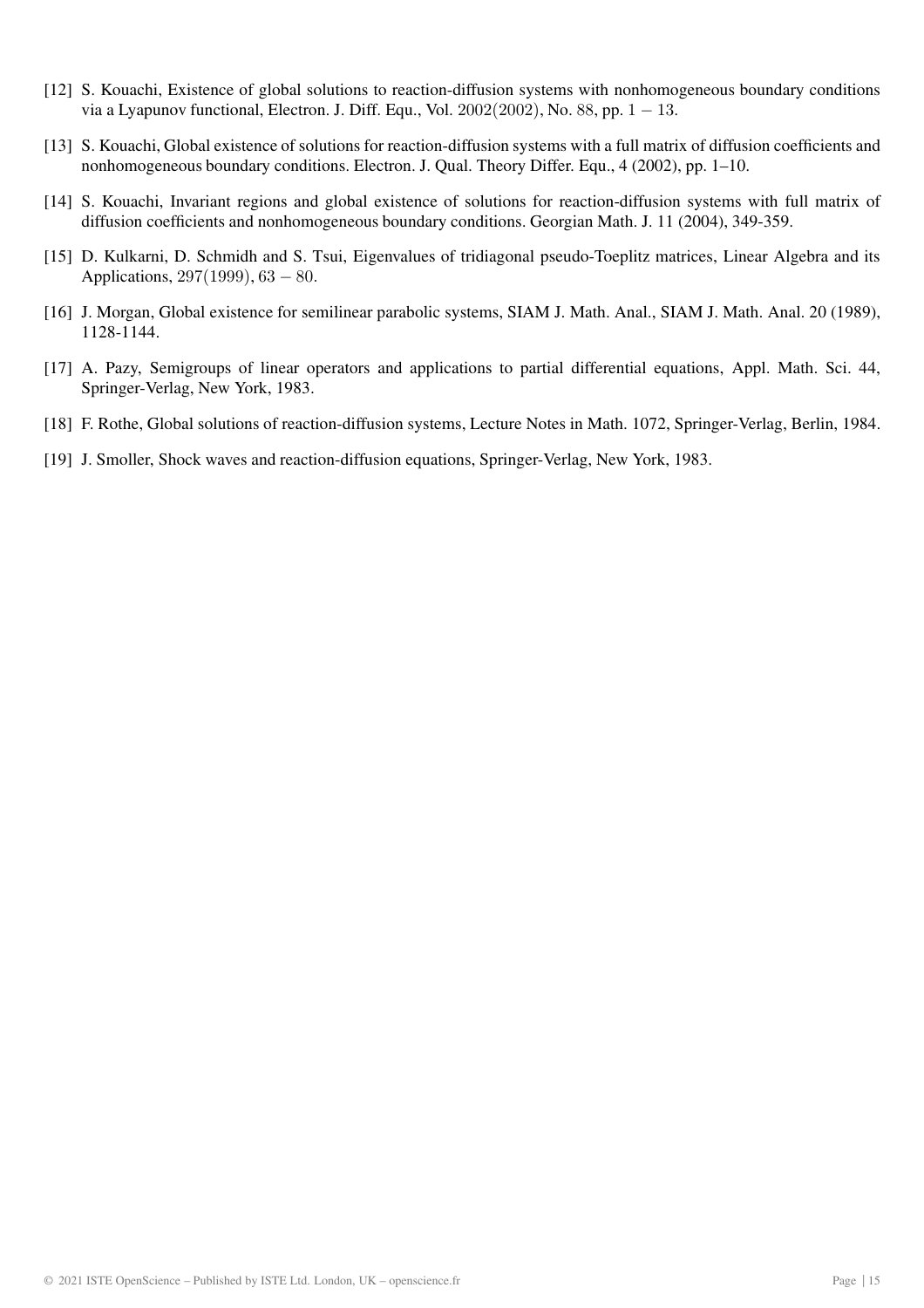[12] S. Kouachi, Existence of global solutions to reaction-diffusion systems with nonhomogeneous boundary conditions via a Lyapunov functional, Electron. J. Diff. Equ., Vol. $2002(2002)$, No. $88$, pp. $1-13$.

[13] S. Kouachi, Global existence of solutions for reaction-diffusion systems with a full matrix of diffusion coefficients and nonhomogeneous boundary conditions. Electron. J. Qual. Theory Differ. Equ., 4 (2002), pp. 1–10.

[14] S. Kouachi, Invariant regions and global existence of solutions for reaction-diffusion systems with full matrix of diffusion coefficients and nonhomogeneous boundary conditions. Georgian Math. J. 11 (2004), 349-359.

[15] D. Kulkarni, D. Schmidh and S. Tsui, Eigenvalues of tridiagonal pseudo-Toeplitz matrices, Linear Algebra and its Applications, $297(1999)$, $63-80$.

[16] J. Morgan, Global existence for semilinear parabolic systems, SIAM J. Math. Anal., SIAM J. Math. Anal. 20 (1989), 1128-1144.

[17] A. Pazy, Semigroups of linear operators and applications to partial differential equations, Appl. Math. Sci. 44, Springer-Verlag, New York, 1983.

[18] F. Rothe, Global solutions of reaction-diffusion systems, Lecture Notes in Math. 1072, Springer-Verlag, Berlin, 1984.

[19] J. Smoller, Shock waves and reaction-diffusion equations, Springer-Verlag, New York, 1983.